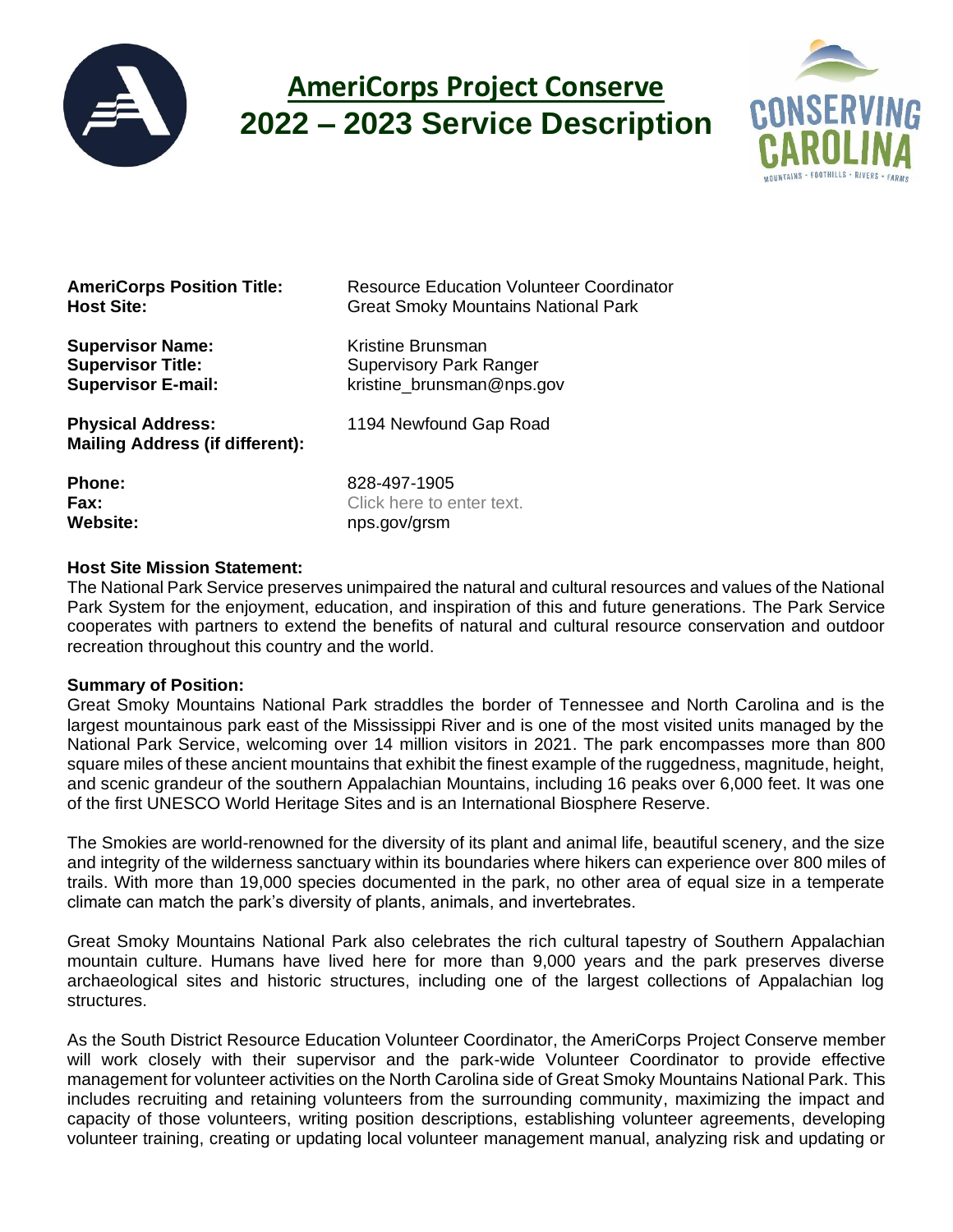# AmeriCorps Project Conserve
# 2022 – 2023 Service Description

**AmeriCorps Position Title:** Resource Education Volunteer Coordinator
**Host Site:** Great Smoky Mountains National Park

**Supervisor Name:** Kristine Brunsman
**Supervisor Title:** Supervisory Park Ranger
**Supervisor E-mail:** kristine_brunsman@nps.gov

**Physical Address:** 1194 Newfound Gap Road
**Mailing Address (if different):**

**Phone:** 828-497-1905
**Fax:** Click here to enter text.
**Website:** nps.gov/grsm

**Host Site Mission Statement:**
The National Park Service preserves unimpaired the natural and cultural resources and values of the National Park System for the enjoyment, education, and inspiration of this and future generations. The Park Service cooperates with partners to extend the benefits of natural and cultural resource conservation and outdoor recreation throughout this country and the world.

**Summary of Position:**
Great Smoky Mountains National Park straddles the border of Tennessee and North Carolina and is the largest mountainous park east of the Mississippi River and is one of the most visited units managed by the National Park Service, welcoming over 14 million visitors in 2021. The park encompasses more than 800 square miles of these ancient mountains that exhibit the finest example of the ruggedness, magnitude, height, and scenic grandeur of the southern Appalachian Mountains, including 16 peaks over 6,000 feet. It was one of the first UNESCO World Heritage Sites and is an International Biosphere Reserve.

The Smokies are world-renowned for the diversity of its plant and animal life, beautiful scenery, and the size and integrity of the wilderness sanctuary within its boundaries where hikers can experience over 800 miles of trails. With more than 19,000 species documented in the park, no other area of equal size in a temperate climate can match the park's diversity of plants, animals, and invertebrates.

Great Smoky Mountains National Park also celebrates the rich cultural tapestry of Southern Appalachian mountain culture. Humans have lived here for more than 9,000 years and the park preserves diverse archaeological sites and historic structures, including one of the largest collections of Appalachian log structures.

As the South District Resource Education Volunteer Coordinator, the AmeriCorps Project Conserve member will work closely with their supervisor and the park-wide Volunteer Coordinator to provide effective management for volunteer activities on the North Carolina side of Great Smoky Mountains National Park. This includes recruiting and retaining volunteers from the surrounding community, maximizing the impact and capacity of those volunteers, writing position descriptions, establishing volunteer agreements, developing volunteer training, creating or updating local volunteer management manual, analyzing risk and updating or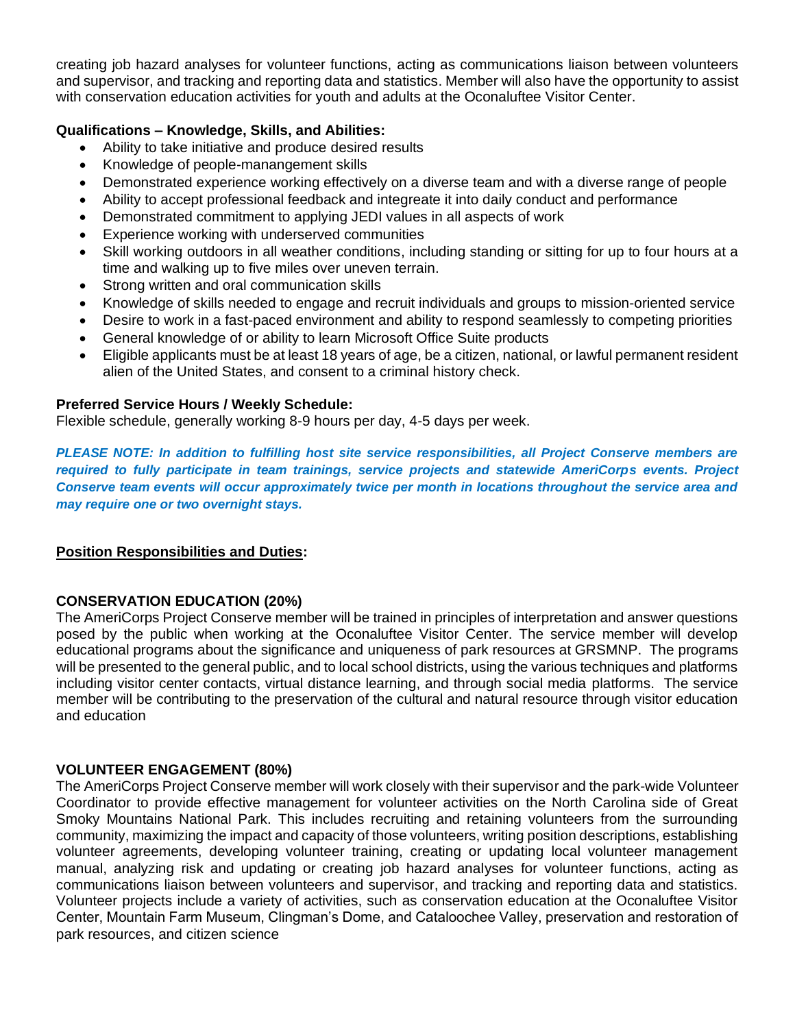creating job hazard analyses for volunteer functions, acting as communications liaison between volunteers and supervisor, and tracking and reporting data and statistics. Member will also have the opportunity to assist with conservation education activities for youth and adults at the Oconaluftee Visitor Center.

**Qualifications – Knowledge, Skills, and Abilities:**

- Ability to take initiative and produce desired results
- Knowledge of people-manangement skills
- Demonstrated experience working effectively on a diverse team and with a diverse range of people
- Ability to accept professional feedback and integreate it into daily conduct and performance
- Demonstrated commitment to applying JEDI values in all aspects of work
- Experience working with underserved communities
- Skill working outdoors in all weather conditions, including standing or sitting for up to four hours at a time and walking up to five miles over uneven terrain.
- Strong written and oral communication skills
- Knowledge of skills needed to engage and recruit individuals and groups to mission-oriented service
- Desire to work in a fast-paced environment and ability to respond seamlessly to competing priorities
- General knowledge of or ability to learn Microsoft Office Suite products
- Eligible applicants must be at least 18 years of age, be a citizen, national, or lawful permanent resident alien of the United States, and consent to a criminal history check.

**Preferred Service Hours / Weekly Schedule:**
Flexible schedule, generally working 8-9 hours per day, 4-5 days per week.

***PLEASE NOTE: In addition to fulfilling host site service responsibilities, all Project Conserve members are required to fully participate in team trainings, service projects and statewide AmeriCorps events. Project Conserve team events will occur approximately twice per month in locations throughout the service area and may require one or two overnight stays.***

**Position Responsibilities and Duties:**

**CONSERVATION EDUCATION (20%)**

The AmeriCorps Project Conserve member will be trained in principles of interpretation and answer questions posed by the public when working at the Oconaluftee Visitor Center. The service member will develop educational programs about the significance and uniqueness of park resources at GRSMNP. The programs will be presented to the general public, and to local school districts, using the various techniques and platforms including visitor center contacts, virtual distance learning, and through social media platforms. The service member will be contributing to the preservation of the cultural and natural resource through visitor education and education

**VOLUNTEER ENGAGEMENT (80%)**

The AmeriCorps Project Conserve member will work closely with their supervisor and the park-wide Volunteer Coordinator to provide effective management for volunteer activities on the North Carolina side of Great Smoky Mountains National Park. This includes recruiting and retaining volunteers from the surrounding community, maximizing the impact and capacity of those volunteers, writing position descriptions, establishing volunteer agreements, developing volunteer training, creating or updating local volunteer management manual, analyzing risk and updating or creating job hazard analyses for volunteer functions, acting as communications liaison between volunteers and supervisor, and tracking and reporting data and statistics. Volunteer projects include a variety of activities, such as conservation education at the Oconaluftee Visitor Center, Mountain Farm Museum, Clingman's Dome, and Cataloochee Valley, preservation and restoration of park resources, and citizen science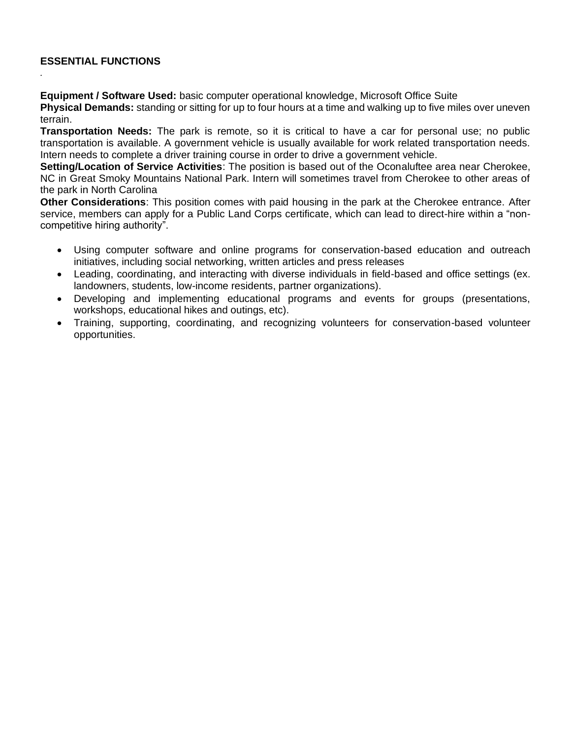**ESSENTIAL FUNCTIONS**

.

**Equipment / Software Used:** basic computer operational knowledge, Microsoft Office Suite
**Physical Demands:** standing or sitting for up to four hours at a time and walking up to five miles over uneven terrain.
**Transportation Needs:** The park is remote, so it is critical to have a car for personal use; no public transportation is available. A government vehicle is usually available for work related transportation needs. Intern needs to complete a driver training course in order to drive a government vehicle.
**Setting/Location of Service Activities**: The position is based out of the Oconaluftee area near Cherokee, NC in Great Smoky Mountains National Park. Intern will sometimes travel from Cherokee to other areas of the park in North Carolina
**Other Considerations**: This position comes with paid housing in the park at the Cherokee entrance. After service, members can apply for a Public Land Corps certificate, which can lead to direct-hire within a "non-competitive hiring authority".

- Using computer software and online programs for conservation-based education and outreach initiatives, including social networking, written articles and press releases
- Leading, coordinating, and interacting with diverse individuals in field-based and office settings (ex. landowners, students, low-income residents, partner organizations).
- Developing and implementing educational programs and events for groups (presentations, workshops, educational hikes and outings, etc).
- Training, supporting, coordinating, and recognizing volunteers for conservation-based volunteer opportunities.